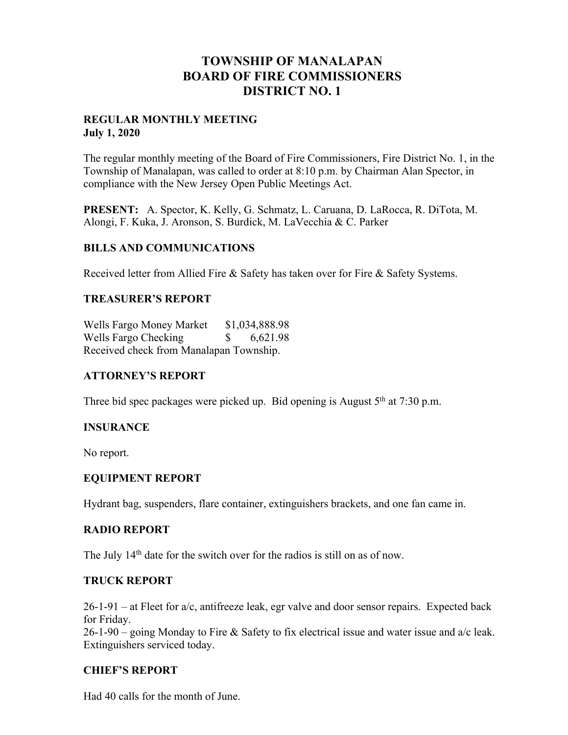# TOWNSHIP OF MANALAPAN
# BOARD OF FIRE COMMISSIONERS
# DISTRICT NO. 1

**REGULAR MONTHLY MEETING**
**July 1, 2020**

The regular monthly meeting of the Board of Fire Commissioners, Fire District No. 1, in the Township of Manalapan, was called to order at 8:10 p.m. by Chairman Alan Spector, in compliance with the New Jersey Open Public Meetings Act.

**PRESENT:** A. Spector, K. Kelly, G. Schmatz, L. Caruana, D. LaRocca, R. DiTota, M. Alongi, F. Kuka, J. Aronson, S. Burdick, M. LaVecchia & C. Parker

## BILLS AND COMMUNICATIONS

Received letter from Allied Fire & Safety has taken over for Fire & Safety Systems.

## TREASURER'S REPORT

Wells Fargo Money Market $1,034,888.98
Wells Fargo Checking $ 6,621.98
Received check from Manalapan Township.

## ATTORNEY'S REPORT

Three bid spec packages were picked up. Bid opening is August 5th at 7:30 p.m.

## INSURANCE

No report.

## EQUIPMENT REPORT

Hydrant bag, suspenders, flare container, extinguishers brackets, and one fan came in.

## RADIO REPORT

The July 14th date for the switch over for the radios is still on as of now.

## TRUCK REPORT

26-1-91 – at Fleet for a/c, antifreeze leak, egr valve and door sensor repairs. Expected back for Friday.
26-1-90 – going Monday to Fire & Safety to fix electrical issue and water issue and a/c leak. Extinguishers serviced today.

## CHIEF'S REPORT

Had 40 calls for the month of June.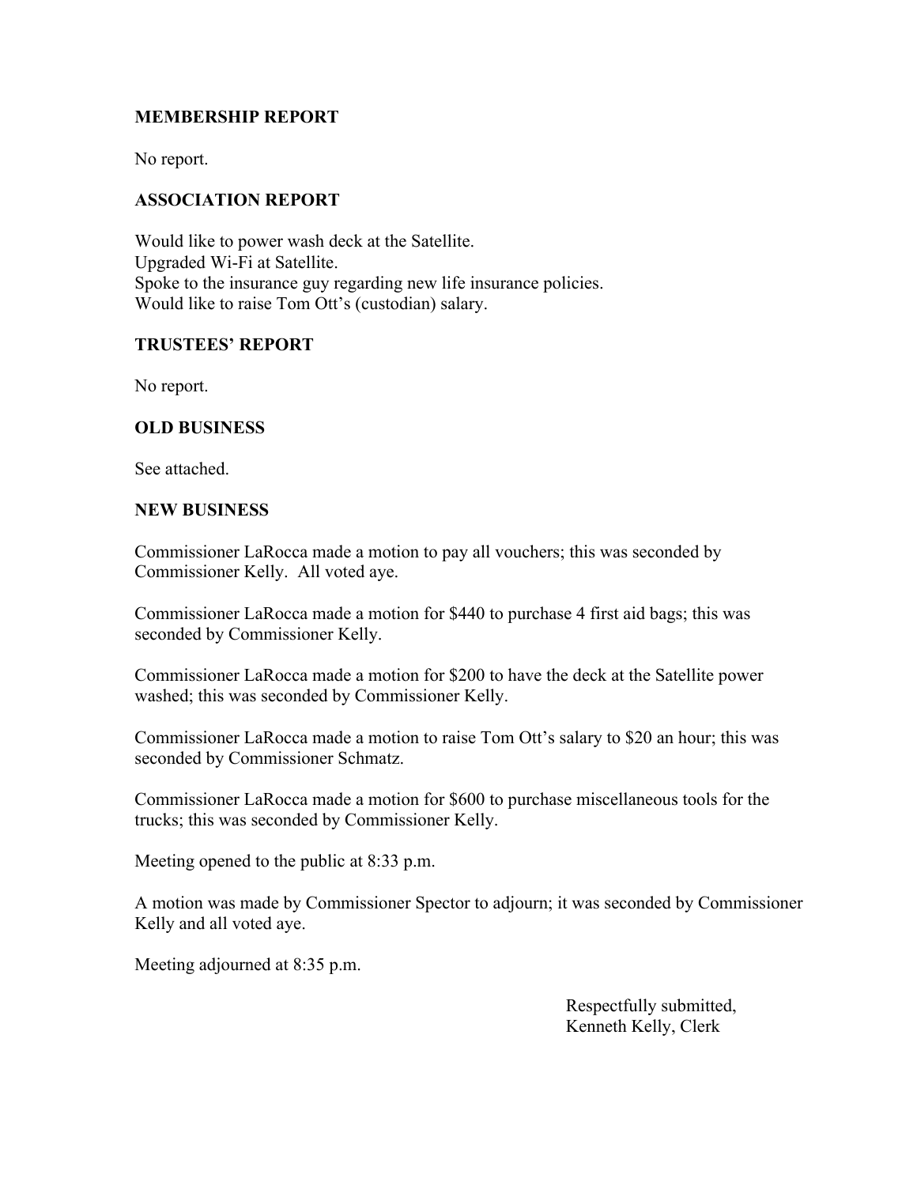## MEMBERSHIP REPORT

No report.

## ASSOCIATION REPORT

Would like to power wash deck at the Satellite.
Upgraded Wi-Fi at Satellite.
Spoke to the insurance guy regarding new life insurance policies.
Would like to raise Tom Ott's (custodian) salary.

## TRUSTEES' REPORT

No report.

## OLD BUSINESS

See attached.

## NEW BUSINESS

Commissioner LaRocca made a motion to pay all vouchers; this was seconded by Commissioner Kelly. All voted aye.

Commissioner LaRocca made a motion for $440 to purchase 4 first aid bags; this was seconded by Commissioner Kelly.

Commissioner LaRocca made a motion for $200 to have the deck at the Satellite power washed; this was seconded by Commissioner Kelly.

Commissioner LaRocca made a motion to raise Tom Ott's salary to $20 an hour; this was seconded by Commissioner Schmatz.

Commissioner LaRocca made a motion for $600 to purchase miscellaneous tools for the trucks; this was seconded by Commissioner Kelly.

Meeting opened to the public at 8:33 p.m.

A motion was made by Commissioner Spector to adjourn; it was seconded by Commissioner Kelly and all voted aye.

Meeting adjourned at 8:35 p.m.

Respectfully submitted,
Kenneth Kelly, Clerk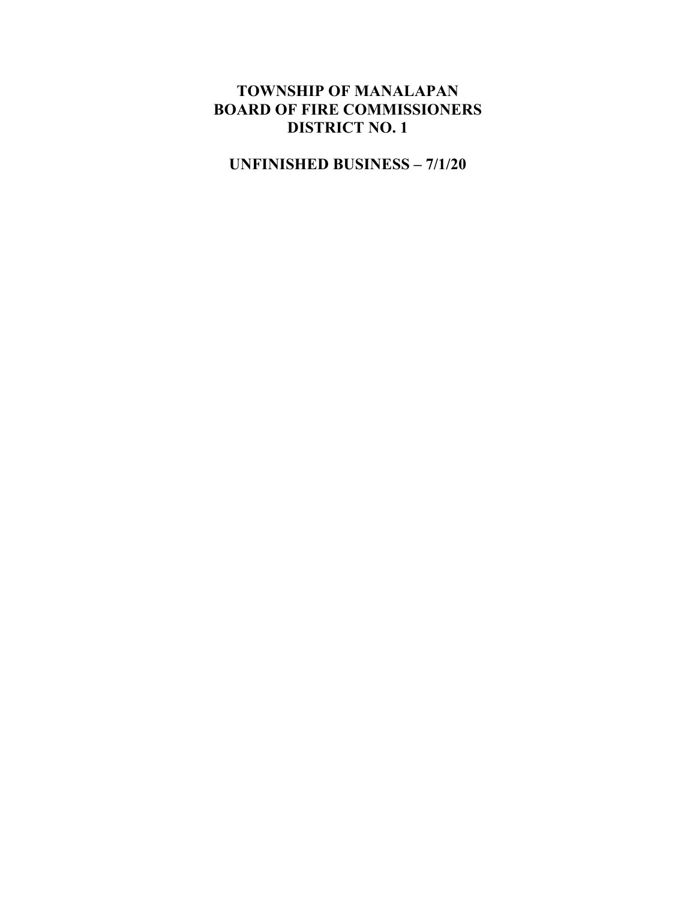# TOWNSHIP OF MANALAPAN
# BOARD OF FIRE COMMISSIONERS
# DISTRICT NO. 1

## UNFINISHED BUSINESS – 7/1/20